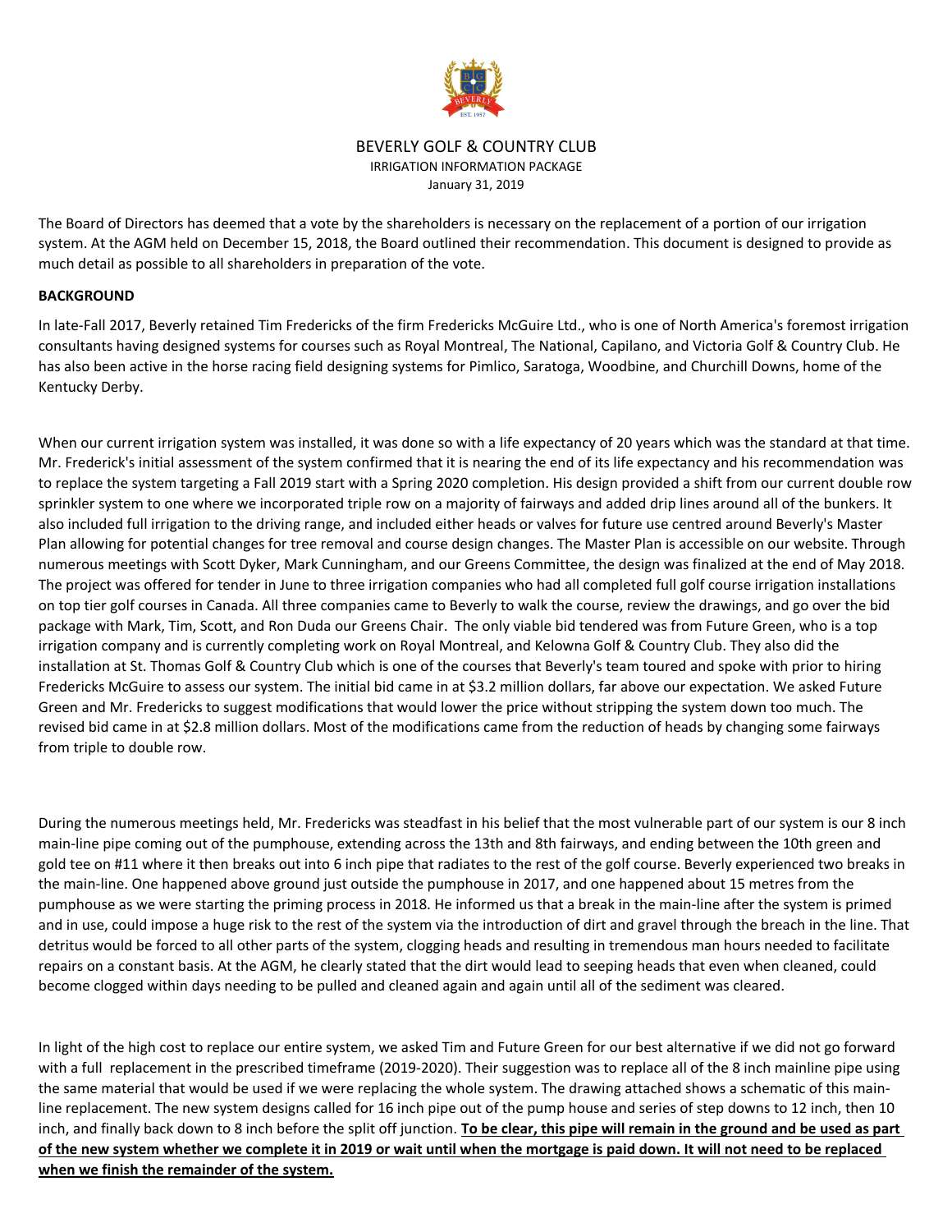BEVERLY GOLF & COUNTRY CLUB

IRRIGATION INFORMATION PACKAGE

January 31, 2019

The Board of Directors has deemed that a vote by the shareholders is necessary on the replacement of a portion of our irrigation system. At the AGM held on December 15, 2018, the Board outlined their recommendation. This document is designed to provide as much detail as possible to all shareholders in preparation of the vote.

**BACKGROUND**

In late-Fall 2017, Beverly retained Tim Fredericks of the firm Fredericks McGuire Ltd., who is one of North America's foremost irrigation consultants having designed systems for courses such as Royal Montreal, The National, Capilano, and Victoria Golf & Country Club. He has also been active in the horse racing field designing systems for Pimlico, Saratoga, Woodbine, and Churchill Downs, home of the Kentucky Derby.

When our current irrigation system was installed, it was done so with a life expectancy of 20 years which was the standard at that time. Mr. Frederick's initial assessment of the system confirmed that it is nearing the end of its life expectancy and his recommendation was to replace the system targeting a Fall 2019 start with a Spring 2020 completion. His design provided a shift from our current double row sprinkler system to one where we incorporated triple row on a majority of fairways and added drip lines around all of the bunkers. It also included full irrigation to the driving range, and included either heads or valves for future use centred around Beverly's Master Plan allowing for potential changes for tree removal and course design changes. The Master Plan is accessible on our website. Through numerous meetings with Scott Dyker, Mark Cunningham, and our Greens Committee, the design was finalized at the end of May 2018. The project was offered for tender in June to three irrigation companies who had all completed full golf course irrigation installations on top tier golf courses in Canada. All three companies came to Beverly to walk the course, review the drawings, and go over the bid package with Mark, Tim, Scott, and Ron Duda our Greens Chair. The only viable bid tendered was from Future Green, who is a top irrigation company and is currently completing work on Royal Montreal, and Kelowna Golf & Country Club. They also did the installation at St. Thomas Golf & Country Club which is one of the courses that Beverly's team toured and spoke with prior to hiring Fredericks McGuire to assess our system. The initial bid came in at $3.2 million dollars, far above our expectation. We asked Future Green and Mr. Fredericks to suggest modifications that would lower the price without stripping the system down too much. The revised bid came in at $2.8 million dollars. Most of the modifications came from the reduction of heads by changing some fairways from triple to double row.

During the numerous meetings held, Mr. Fredericks was steadfast in his belief that the most vulnerable part of our system is our 8 inch main-line pipe coming out of the pumphouse, extending across the 13th and 8th fairways, and ending between the 10th green and gold tee on #11 where it then breaks out into 6 inch pipe that radiates to the rest of the golf course. Beverly experienced two breaks in the main-line. One happened above ground just outside the pumphouse in 2017, and one happened about 15 metres from the pumphouse as we were starting the priming process in 2018. He informed us that a break in the main-line after the system is primed and in use, could impose a huge risk to the rest of the system via the introduction of dirt and gravel through the breach in the line. That detritus would be forced to all other parts of the system, clogging heads and resulting in tremendous man hours needed to facilitate repairs on a constant basis. At the AGM, he clearly stated that the dirt would lead to seeping heads that even when cleaned, could become clogged within days needing to be pulled and cleaned again and again until all of the sediment was cleared.

In light of the high cost to replace our entire system, we asked Tim and Future Green for our best alternative if we did not go forward with a full replacement in the prescribed timeframe (2019-2020). Their suggestion was to replace all of the 8 inch mainline pipe using the same material that would be used if we were replacing the whole system. The drawing attached shows a schematic of this main-line replacement. The new system designs called for 16 inch pipe out of the pump house and series of step downs to 12 inch, then 10 inch, and finally back down to 8 inch before the split off junction. **<u>To be clear, this pipe will remain in the ground and be used as part of the new system whether we complete it in 2019 or wait until when the mortgage is paid down. It will not need to be replaced when we finish the remainder of the system.</u>**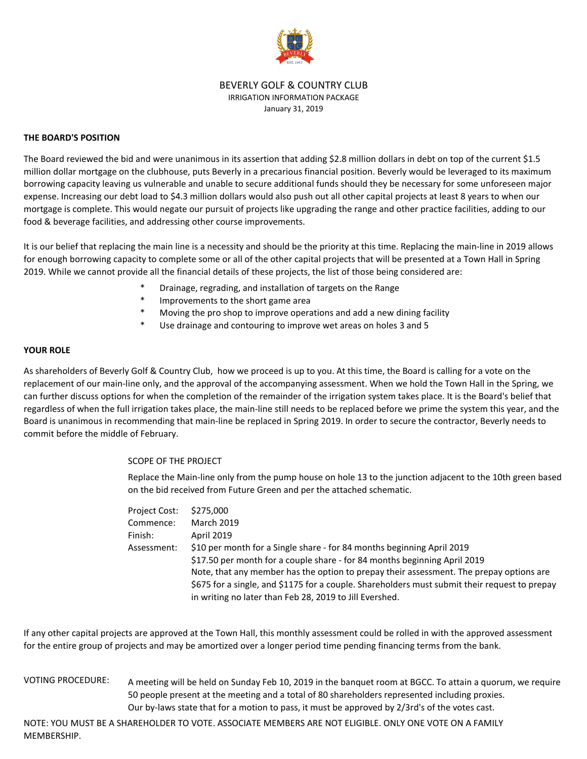BEVERLY GOLF & COUNTRY CLUB
IRRIGATION INFORMATION PACKAGE
January 31, 2019

## THE BOARD'S POSITION

The Board reviewed the bid and were unanimous in its assertion that adding $2.8 million dollars in debt on top of the current $1.5 million dollar mortgage on the clubhouse, puts Beverly in a precarious financial position. Beverly would be leveraged to its maximum borrowing capacity leaving us vulnerable and unable to secure additional funds should they be necessary for some unforeseen major expense. Increasing our debt load to $4.3 million dollars would also push out all other capital projects at least 8 years to when our mortgage is complete. This would negate our pursuit of projects like upgrading the range and other practice facilities, adding to our food & beverage facilities, and addressing other course improvements.

It is our belief that replacing the main line is a necessity and should be the priority at this time. Replacing the main-line in 2019 allows for enough borrowing capacity to complete some or all of the other capital projects that will be presented at a Town Hall in Spring 2019. While we cannot provide all the financial details of these projects, the list of those being considered are:

- Drainage, regrading, and installation of targets on the Range
- Improvements to the short game area
- Moving the pro shop to improve operations and add a new dining facility
- Use drainage and contouring to improve wet areas on holes 3 and 5

## YOUR ROLE

As shareholders of Beverly Golf & Country Club, how we proceed is up to you. At this time, the Board is calling for a vote on the replacement of our main-line only, and the approval of the accompanying assessment. When we hold the Town Hall in the Spring, we can further discuss options for when the completion of the remainder of the irrigation system takes place. It is the Board's belief that regardless of when the full irrigation takes place, the main-line still needs to be replaced before we prime the system this year, and the Board is unanimous in recommending that main-line be replaced in Spring 2019. In order to secure the contractor, Beverly needs to commit before the middle of February.

SCOPE OF THE PROJECT

Replace the Main-line only from the pump house on hole 13 to the junction adjacent to the 10th green based on the bid received from Future Green and per the attached schematic.

Project Cost: $275,000
Commence: March 2019
Finish: April 2019
Assessment: $10 per month for a Single share - for 84 months beginning April 2019
$17.50 per month for a couple share - for 84 months beginning April 2019
Note, that any member has the option to prepay their assessment. The prepay options are $675 for a single, and $1175 for a couple. Shareholders must submit their request to prepay in writing no later than Feb 28, 2019 to Jill Evershed.

If any other capital projects are approved at the Town Hall, this monthly assessment could be rolled in with the approved assessment for the entire group of projects and may be amortized over a longer period time pending financing terms from the bank.

VOTING PROCEDURE: A meeting will be held on Sunday Feb 10, 2019 in the banquet room at BGCC. To attain a quorum, we require 50 people present at the meeting and a total of 80 shareholders represented including proxies. Our by-laws state that for a motion to pass, it must be approved by 2/3rd's of the votes cast.

NOTE: YOU MUST BE A SHAREHOLDER TO VOTE. ASSOCIATE MEMBERS ARE NOT ELIGIBLE. ONLY ONE VOTE ON A FAMILY MEMBERSHIP.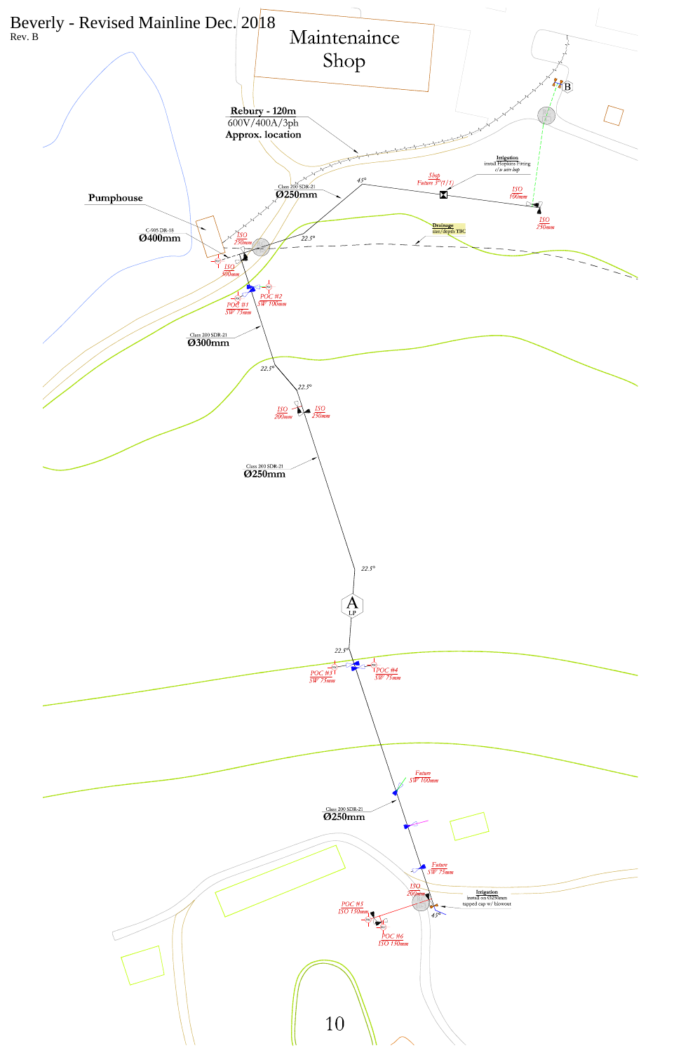# Beverly - Revised Mainline Dec. 2018

Rev. B

Maintenaince Shop

**Rebury - 120m**
600V/400A/3ph
**Approx. location**

**Pumphouse**

C-905 DR-18
**Ø400mm**

Class 200 SDR-21
**Ø250mm**

45°

Irrigation
install Hopkins Fitting
c/w wire loop

Shop
Future 3" (1/1)

ISO
100mm

ISO
250mm

B

Drainage
size/depth TBC

ISO
250mm

22.5°

ISO
300mm

POC #1
SW 75mm

POC #2
SW 100mm

Class 200 SDR-21
**Ø300mm**

22.5°

22.5°

ISO
200mm

ISO
250mm

Class 200 SDR-21
**Ø250mm**

22.5°

A
LP

22.5°

POC #3
SW 75mm

POC #4
SW 75mm

Future
SW 100mm

Class 200 SDR-21
**Ø250mm**

Future
SW 75mm

ISO
200mm

Irrigation
install on Ø250mm
tapped cap w/ blowout

POC #5
ISO 150mm

45°

POC #6
ISO 150mm